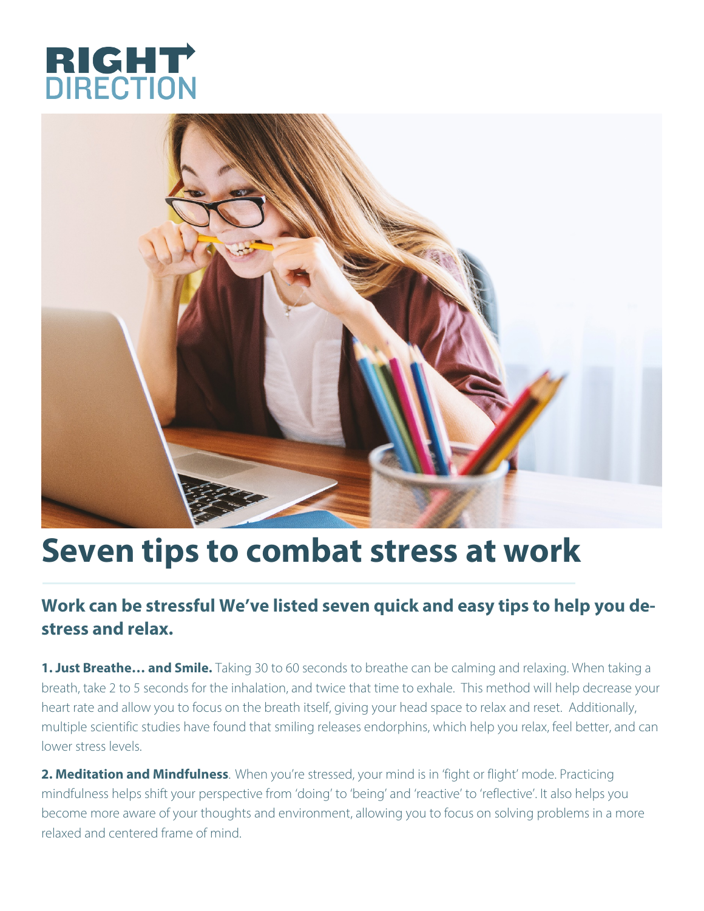# Seven tips to combat stress at work

## Work can be stressful We've listed seven quick and easy tips to help you de-stress and relax.

**1. Just Breathe… and Smile.** Taking 30 to 60 seconds to breathe can be calming and relaxing. When taking a breath, take 2 to 5 seconds for the inhalation, and twice that time to exhale. This method will help decrease your heart rate and allow you to focus on the breath itself, giving your head space to relax and reset. Additionally, multiple scientific studies have found that smiling releases endorphins, which help you relax, feel better, and can lower stress levels.

**2. Meditation and Mindfulness**. When you're stressed, your mind is in 'fight or flight' mode. Practicing mindfulness helps shift your perspective from 'doing' to 'being' and 'reactive' to 'reflective'. It also helps you become more aware of your thoughts and environment, allowing you to focus on solving problems in a more relaxed and centered frame of mind.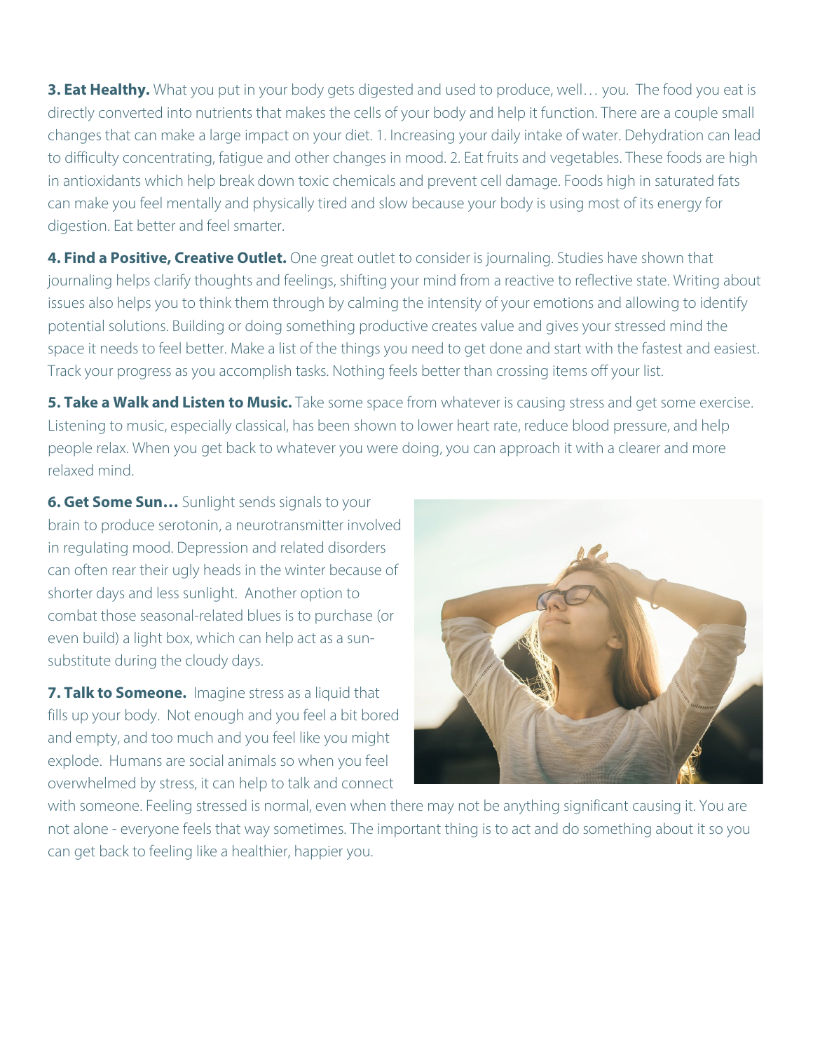**3. Eat Healthy.** What you put in your body gets digested and used to produce, well… you. The food you eat is directly converted into nutrients that makes the cells of your body and help it function. There are a couple small changes that can make a large impact on your diet. 1. Increasing your daily intake of water. Dehydration can lead to difficulty concentrating, fatigue and other changes in mood. 2. Eat fruits and vegetables. These foods are high in antioxidants which help break down toxic chemicals and prevent cell damage. Foods high in saturated fats can make you feel mentally and physically tired and slow because your body is using most of its energy for digestion. Eat better and feel smarter.

**4. Find a Positive, Creative Outlet.** One great outlet to consider is journaling. Studies have shown that journaling helps clarify thoughts and feelings, shifting your mind from a reactive to reflective state. Writing about issues also helps you to think them through by calming the intensity of your emotions and allowing to identify potential solutions. Building or doing something productive creates value and gives your stressed mind the space it needs to feel better. Make a list of the things you need to get done and start with the fastest and easiest. Track your progress as you accomplish tasks. Nothing feels better than crossing items off your list.

**5. Take a Walk and Listen to Music.** Take some space from whatever is causing stress and get some exercise. Listening to music, especially classical, has been shown to lower heart rate, reduce blood pressure, and help people relax. When you get back to whatever you were doing, you can approach it with a clearer and more relaxed mind.

**6. Get Some Sun…** Sunlight sends signals to your brain to produce serotonin, a neurotransmitter involved in regulating mood. Depression and related disorders can often rear their ugly heads in the winter because of shorter days and less sunlight. Another option to combat those seasonal-related blues is to purchase (or even build) a light box, which can help act as a sun-substitute during the cloudy days.

**7. Talk to Someone.** Imagine stress as a liquid that fills up your body. Not enough and you feel a bit bored and empty, and too much and you feel like you might explode. Humans are social animals so when you feel overwhelmed by stress, it can help to talk and connect with someone. Feeling stressed is normal, even when there may not be anything significant causing it. You are not alone - everyone feels that way sometimes. The important thing is to act and do something about it so you can get back to feeling like a healthier, happier you.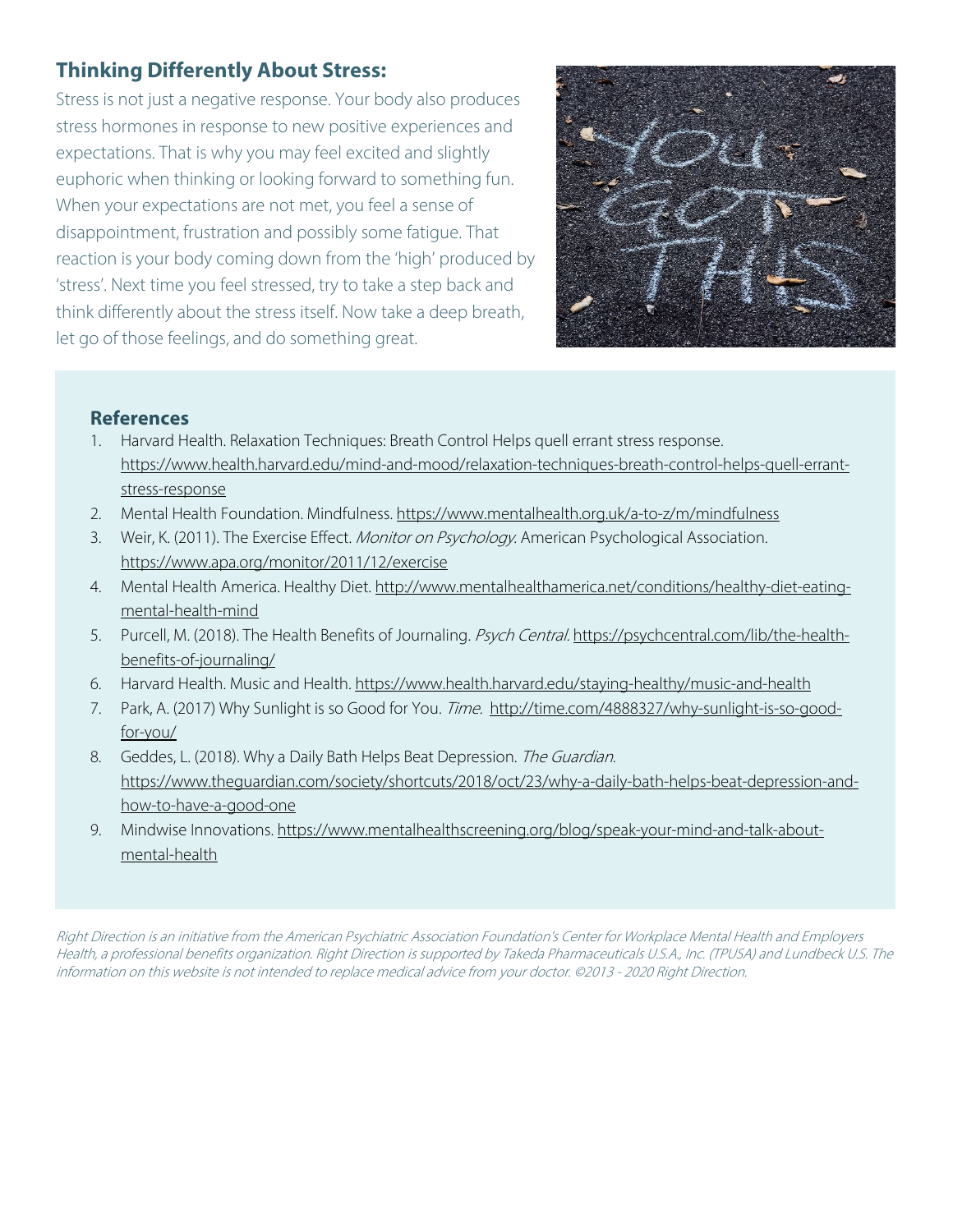## Thinking Differently About Stress:

Stress is not just a negative response. Your body also produces stress hormones in response to new positive experiences and expectations. That is why you may feel excited and slightly euphoric when thinking or looking forward to something fun. When your expectations are not met, you feel a sense of disappointment, frustration and possibly some fatigue. That reaction is your body coming down from the 'high' produced by 'stress'. Next time you feel stressed, try to take a step back and think differently about the stress itself. Now take a deep breath, let go of those feelings, and do something great.

### References

1. Harvard Health. Relaxation Techniques: Breath Control Helps quell errant stress response. https://www.health.harvard.edu/mind-and-mood/relaxation-techniques-breath-control-helps-quell-errant-stress-response
2. Mental Health Foundation. Mindfulness. https://www.mentalhealth.org.uk/a-to-z/m/mindfulness
3. Weir, K. (2011). The Exercise Effect. *Monitor on Psychology*. American Psychological Association. https://www.apa.org/monitor/2011/12/exercise
4. Mental Health America. Healthy Diet. http://www.mentalhealthamerica.net/conditions/healthy-diet-eating-mental-health-mind
5. Purcell, M. (2018). The Health Benefits of Journaling. *Psych Central*. https://psychcentral.com/lib/the-health-benefits-of-journaling/
6. Harvard Health. Music and Health. https://www.health.harvard.edu/staying-healthy/music-and-health
7. Park, A. (2017) Why Sunlight is so Good for You. *Time*. http://time.com/4888327/why-sunlight-is-so-good-for-you/
8. Geddes, L. (2018). Why a Daily Bath Helps Beat Depression. *The Guardian*. https://www.theguardian.com/society/shortcuts/2018/oct/23/why-a-daily-bath-helps-beat-depression-and-how-to-have-a-good-one
9. Mindwise Innovations. https://www.mentalhealthscreening.org/blog/speak-your-mind-and-talk-about-mental-health

*Right Direction is an initiative from the American Psychiatric Association Foundation's Center for Workplace Mental Health and Employers Health, a professional benefits organization. Right Direction is supported by Takeda Pharmaceuticals U.S.A., Inc. (TPUSA) and Lundbeck U.S. The information on this website is not intended to replace medical advice from your doctor. ©2013 - 2020 Right Direction.*